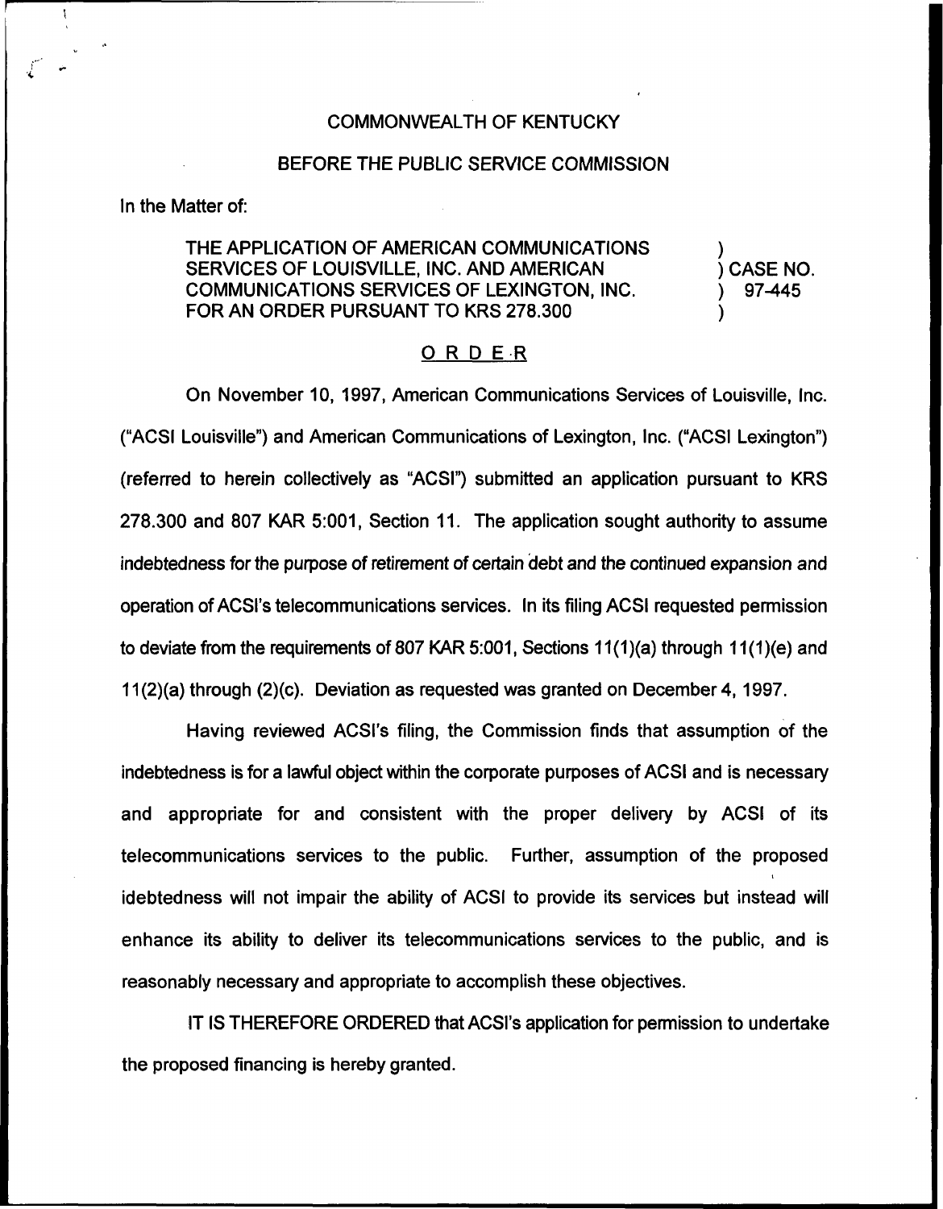COMMONWEALTH OF KENTUCKY

BEFORE THE PUBLIC SERVICE COMMISSION

In the Matter of:

THE APPLICATION OF AMERICAN COMMUNICATIONS SERVICES OF LOUISVILLE, INC. AND AMERICAN COMMUNICATIONS SERVICES OF LEXINGTON, INC. FOR AN ORDER PURSUANT TO KRS 278.300 ) CASE NO. 97-445

## ORDER

On November 10, 1997, American Communications Services of Louisville, Inc. ("ACSI Louisville") and American Communications of Lexington, Inc. ("ACSI Lexington") (referred to herein collectively as "ACSI") submitted an application pursuant to KRS 278.300 and 807 KAR 5:001, Section 11. The application sought authority to assume indebtedness for the purpose of retirement of certain debt and the continued expansion and operation of ACSI's telecommunications services. In its filing ACSI requested permission to deviate from the requirements of 807 KAR 5:001, Sections 11(1)(a) through 11(1)(e) and 11(2)(a) through (2)(c). Deviation as requested was granted on December 4, 1997.

Having reviewed ACSI's filing, the Commission finds that assumption of the indebtedness is for a lawful object within the corporate purposes of ACSI and is necessary and appropriate for and consistent with the proper delivery by ACSI of its telecommunications services to the public. Further, assumption of the proposed idebtedness will not impair the ability of ACSI to provide its services but instead will enhance its ability to deliver its telecommunications services to the public, and is reasonably necessary and appropriate to accomplish these objectives.

IT IS THEREFORE ORDERED that ACSI's application for permission to undertake the proposed financing is hereby granted.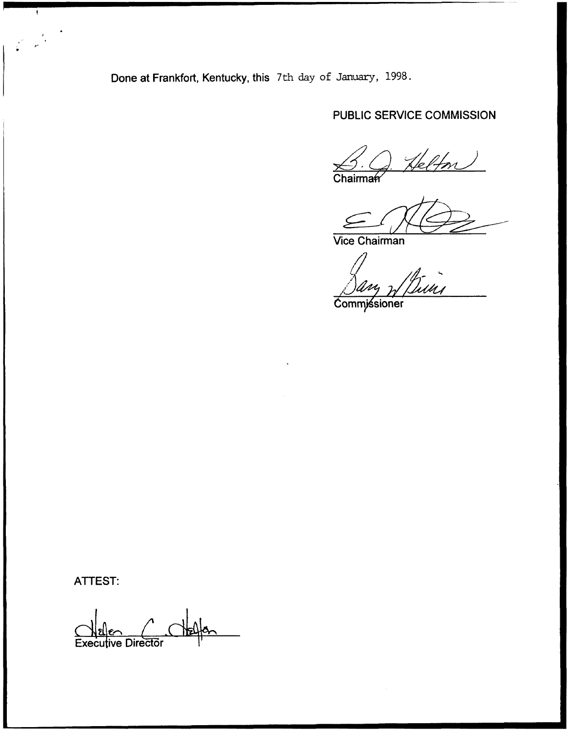Done at Frankfort, Kentucky, this 7th day of January, 1998.

PUBLIC SERVICE COMMISSION

Chairman

Vice Chairman

Commissioner

ATTEST:

Executive Director